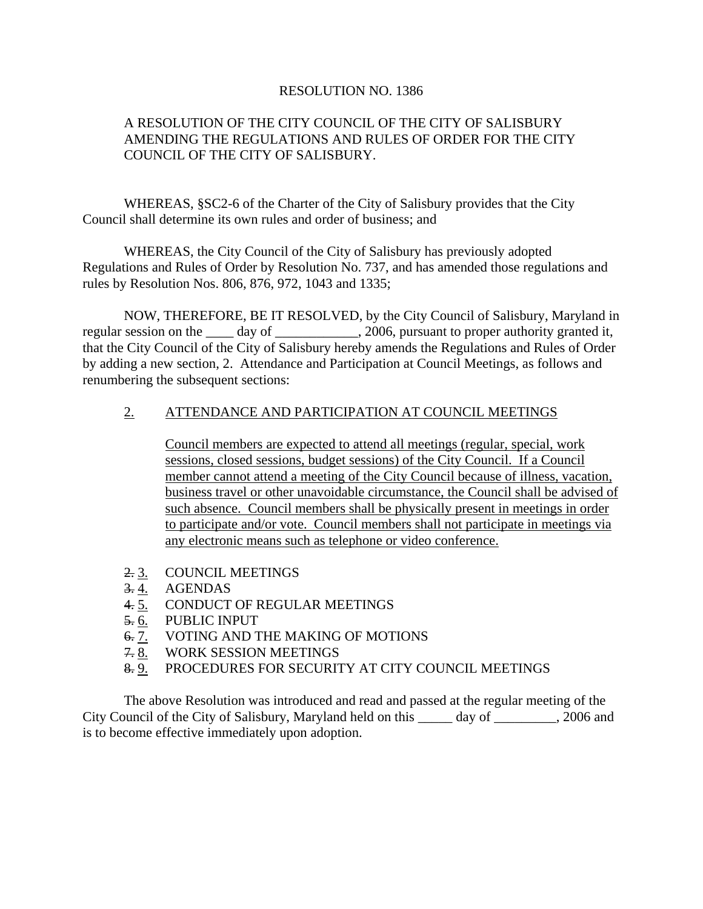RESOLUTION NO. 1386

A RESOLUTION OF THE CITY COUNCIL OF THE CITY OF SALISBURY AMENDING THE REGULATIONS AND RULES OF ORDER FOR THE CITY COUNCIL OF THE CITY OF SALISBURY.

WHEREAS, §SC2-6 of the Charter of the City of Salisbury provides that the City Council shall determine its own rules and order of business; and

WHEREAS, the City Council of the City of Salisbury has previously adopted Regulations and Rules of Order by Resolution No. 737, and has amended those regulations and rules by Resolution Nos. 806, 876, 972, 1043 and 1335;

NOW, THEREFORE, BE IT RESOLVED, by the City Council of Salisbury, Maryland in regular session on the ____ day of ____________, 2006, pursuant to proper authority granted it, that the City Council of the City of Salisbury hereby amends the Regulations and Rules of Order by adding a new section, 2. Attendance and Participation at Council Meetings, as follows and renumbering the subsequent sections:

<u>2.</u> <u>ATTENDANCE AND PARTICIPATION AT COUNCIL MEETINGS</u>

<u>Council members are expected to attend all meetings (regular, special, work sessions, closed sessions, budget sessions) of the City Council. If a Council member cannot attend a meeting of the City Council because of illness, vacation, business travel or other unavoidable circumstance, the Council shall be advised of such absence. Council members shall be physically present in meetings in order to participate and/or vote. Council members shall not participate in meetings via any electronic means such as telephone or video conference.</u>

~~2.~~ <u>3.</u> COUNCIL MEETINGS
~~3.~~ <u>4.</u> AGENDAS
~~4.~~ <u>5.</u> CONDUCT OF REGULAR MEETINGS
~~5.~~ <u>6.</u> PUBLIC INPUT
~~6.~~ <u>7.</u> VOTING AND THE MAKING OF MOTIONS
~~7.~~ <u>8.</u> WORK SESSION MEETINGS
~~8.~~ <u>9.</u> PROCEDURES FOR SECURITY AT CITY COUNCIL MEETINGS

The above Resolution was introduced and read and passed at the regular meeting of the City Council of the City of Salisbury, Maryland held on this _____ day of _________, 2006 and is to become effective immediately upon adoption.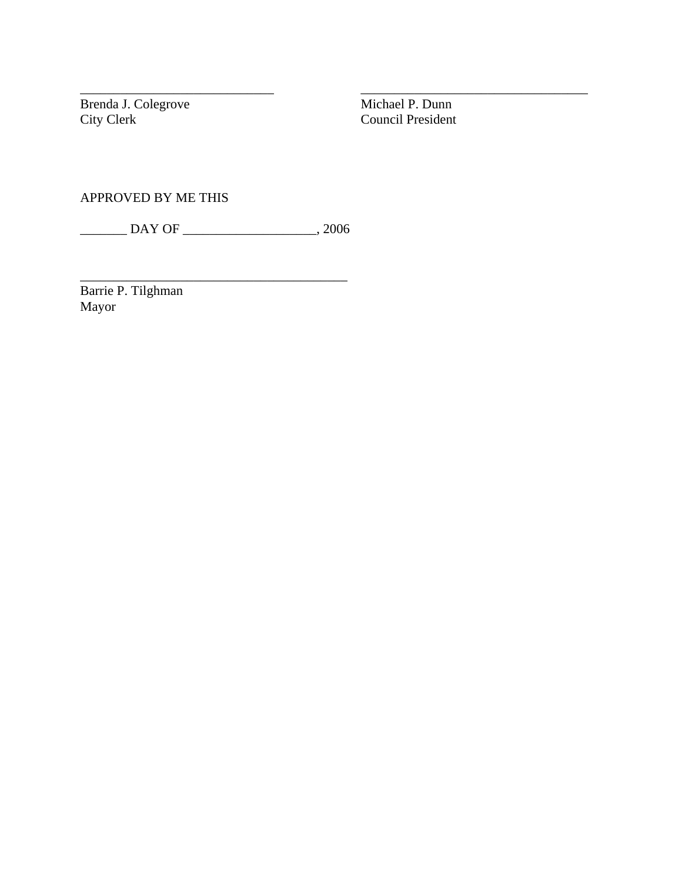______________________________ ___________________________________

Brenda J. Colegrove
City Clerk

Michael P. Dunn
Council President

APPROVED BY ME THIS

_______ DAY OF ____________________, 2006

_________________________________________

Barrie P. Tilghman
Mayor